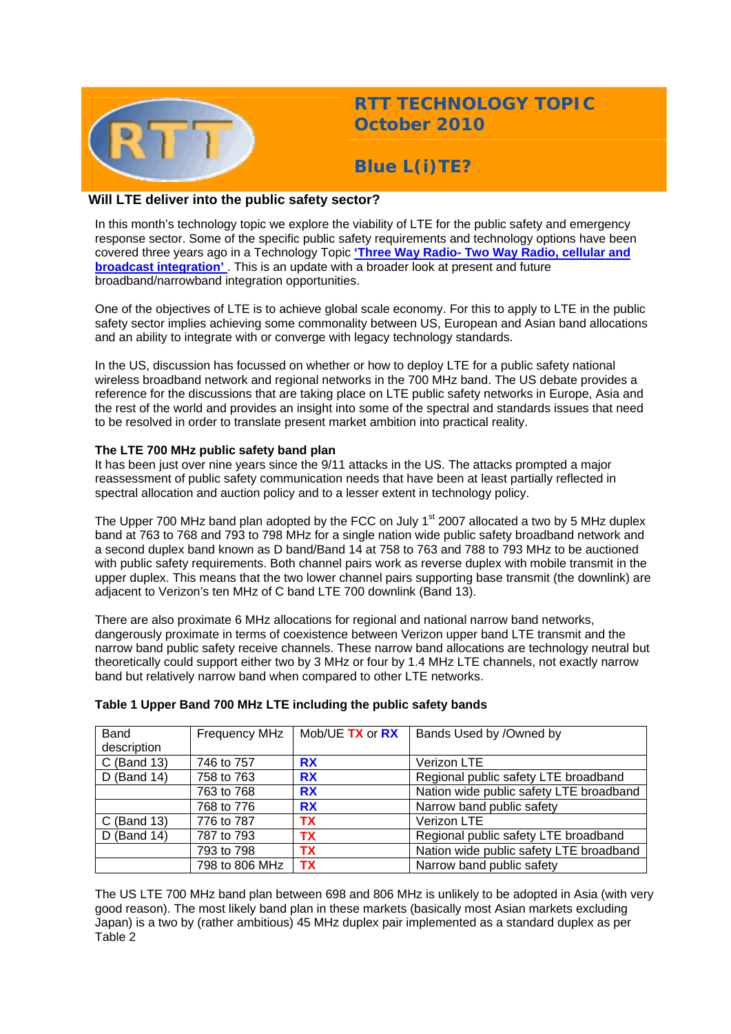# RTT TECHNOLOGY TOPIC October 2010

## Blue L(i)TE?

### Will LTE deliver into the public safety sector?

In this month's technology topic we explore the viability of LTE for the public safety and emergency response sector. Some of the specific public safety requirements and technology options have been covered three years ago in a Technology Topic **'Three Way Radio- Two Way Radio, cellular and broadcast integration'**. This is an update with a broader look at present and future broadband/narrowband integration opportunities.

One of the objectives of LTE is to achieve global scale economy. For this to apply to LTE in the public safety sector implies achieving some commonality between US, European and Asian band allocations and an ability to integrate with or converge with legacy technology standards.

In the US, discussion has focussed on whether or how to deploy LTE for a public safety national wireless broadband network and regional networks in the 700 MHz band. The US debate provides a reference for the discussions that are taking place on LTE public safety networks in Europe, Asia and the rest of the world and provides an insight into some of the spectral and standards issues that need to be resolved in order to translate present market ambition into practical reality.

**The LTE 700 MHz public safety band plan**

It has been just over nine years since the 9/11 attacks in the US. The attacks prompted a major reassessment of public safety communication needs that have been at least partially reflected in spectral allocation and auction policy and to a lesser extent in technology policy.

The Upper 700 MHz band plan adopted by the FCC on July 1st 2007 allocated a two by 5 MHz duplex band at 763 to 768 and 793 to 798 MHz for a single nation wide public safety broadband network and a second duplex band known as D band/Band 14 at 758 to 763 and 788 to 793 MHz to be auctioned with public safety requirements. Both channel pairs work as reverse duplex with mobile transmit in the upper duplex. This means that the two lower channel pairs supporting base transmit (the downlink) are adjacent to Verizon's ten MHz of C band LTE 700 downlink (Band 13).

There are also proximate 6 MHz allocations for regional and national narrow band networks, dangerously proximate in terms of coexistence between Verizon upper band LTE transmit and the narrow band public safety receive channels. These narrow band allocations are technology neutral but theoretically could support either two by 3 MHz or four by 1.4 MHz LTE channels, not exactly narrow band but relatively narrow band when compared to other LTE networks.

**Table 1 Upper Band 700 MHz LTE including the public safety bands**

| Band description | Frequency MHz | Mob/UE TX or RX | Bands Used by /Owned by |
|---|---|---|---|
| C (Band 13) | 746 to 757 | RX | Verizon LTE |
| D (Band 14) | 758 to 763 | RX | Regional public safety LTE broadband |
| | 763 to 768 | RX | Nation wide public safety LTE broadband |
| | 768 to 776 | RX | Narrow band public safety |
| C (Band 13) | 776 to 787 | TX | Verizon LTE |
| D (Band 14) | 787 to 793 | TX | Regional public safety LTE broadband |
| | 793 to 798 | TX | Nation wide public safety LTE broadband |
| | 798 to 806 MHz | TX | Narrow band public safety |

The US LTE 700 MHz band plan between 698 and 806 MHz is unlikely to be adopted in Asia (with very good reason). The most likely band plan in these markets (basically most Asian markets excluding Japan) is a two by (rather ambitious) 45 MHz duplex pair implemented as a standard duplex as per Table 2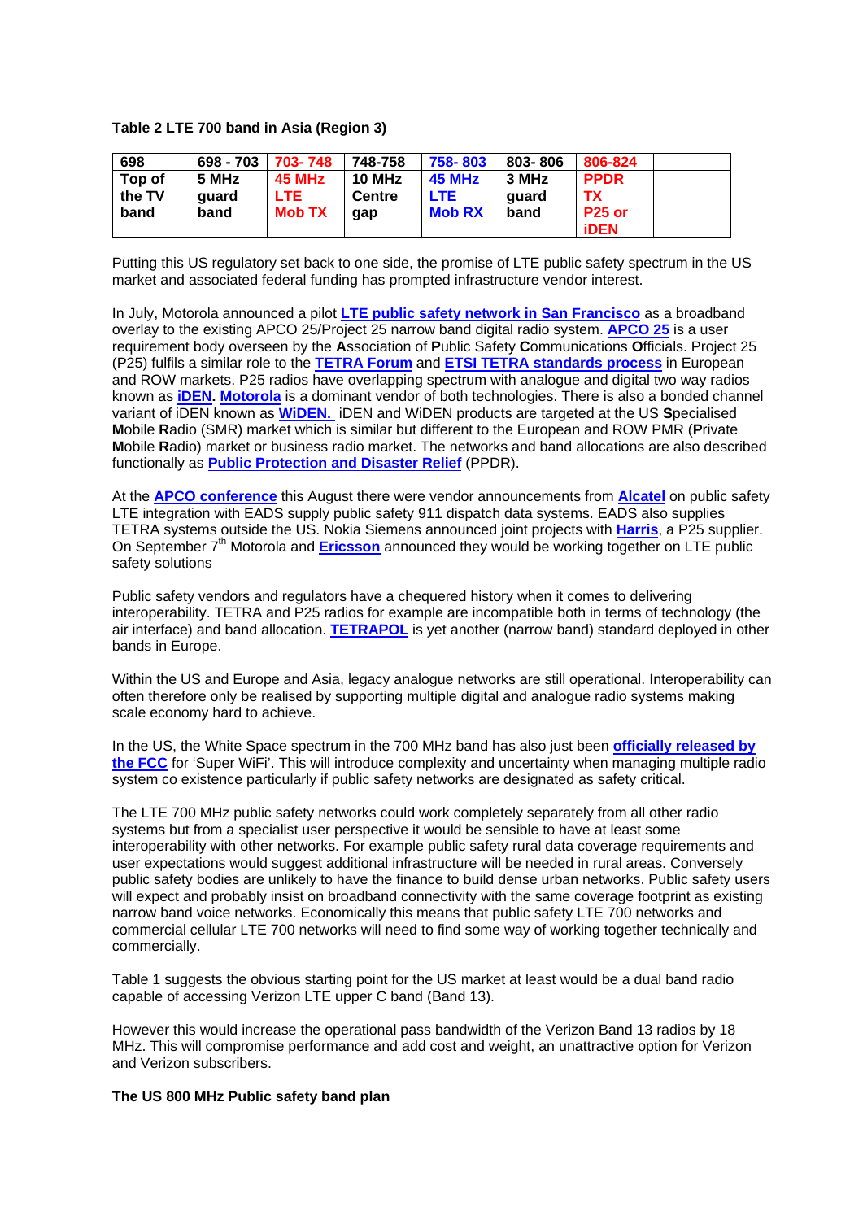**Table 2 LTE 700 band in Asia (Region 3)**

| 698 | 698 - 703 | 703- 748 | 748-758 | 758- 803 | 803- 806 | 806-824 | |
|---|---|---|---|---|---|---|---|
| Top of the TV band | 5 MHz guard band | 45 MHz LTE Mob TX | 10 MHz Centre gap | 45 MHz LTE Mob RX | 3 MHz guard band | PPDR TX P25 or iDEN | |

Putting this US regulatory set back to one side, the promise of LTE public safety spectrum in the US market and associated federal funding has prompted infrastructure vendor interest.

In July, Motorola announced a pilot **LTE public safety network in San Francisco** as a broadband overlay to the existing APCO 25/Project 25 narrow band digital radio system. **APCO 25** is a user requirement body overseen by the **A**ssociation of **P**ublic Safety **C**ommunications **O**fficials. Project 25 (P25) fulfils a similar role to the **TETRA Forum** and **ETSI TETRA standards process** in European and ROW markets. P25 radios have overlapping spectrum with analogue and digital two way radios known as **iDEN. Motorola** is a dominant vendor of both technologies. There is also a bonded channel variant of iDEN known as **WiDEN.** iDEN and WiDEN products are targeted at the US **S**pecialised **M**obile **R**adio (SMR) market which is similar but different to the European and ROW PMR (**P**rivate **M**obile **R**adio) market or business radio market. The networks and band allocations are also described functionally as **Public Protection and Disaster Relief** (PPDR).

At the **APCO conference** this August there were vendor announcements from **Alcatel** on public safety LTE integration with EADS supply public safety 911 dispatch data systems. EADS also supplies TETRA systems outside the US. Nokia Siemens announced joint projects with **Harris**, a P25 supplier. On September 7th Motorola and **Ericsson** announced they would be working together on LTE public safety solutions

Public safety vendors and regulators have a chequered history when it comes to delivering interoperability. TETRA and P25 radios for example are incompatible both in terms of technology (the air interface) and band allocation. **TETRAPOL** is yet another (narrow band) standard deployed in other bands in Europe.

Within the US and Europe and Asia, legacy analogue networks are still operational. Interoperability can often therefore only be realised by supporting multiple digital and analogue radio systems making scale economy hard to achieve.

In the US, the White Space spectrum in the 700 MHz band has also just been **officially released by the FCC** for 'Super WiFi'. This will introduce complexity and uncertainty when managing multiple radio system co existence particularly if public safety networks are designated as safety critical.

The LTE 700 MHz public safety networks could work completely separately from all other radio systems but from a specialist user perspective it would be sensible to have at least some interoperability with other networks. For example public safety rural data coverage requirements and user expectations would suggest additional infrastructure will be needed in rural areas. Conversely public safety bodies are unlikely to have the finance to build dense urban networks. Public safety users will expect and probably insist on broadband connectivity with the same coverage footprint as existing narrow band voice networks. Economically this means that public safety LTE 700 networks and commercial cellular LTE 700 networks will need to find some way of working together technically and commercially.

Table 1 suggests the obvious starting point for the US market at least would be a dual band radio capable of accessing Verizon LTE upper C band (Band 13).

However this would increase the operational pass bandwidth of the Verizon Band 13 radios by 18 MHz. This will compromise performance and add cost and weight, an unattractive option for Verizon and Verizon subscribers.

**The US 800 MHz Public safety band plan**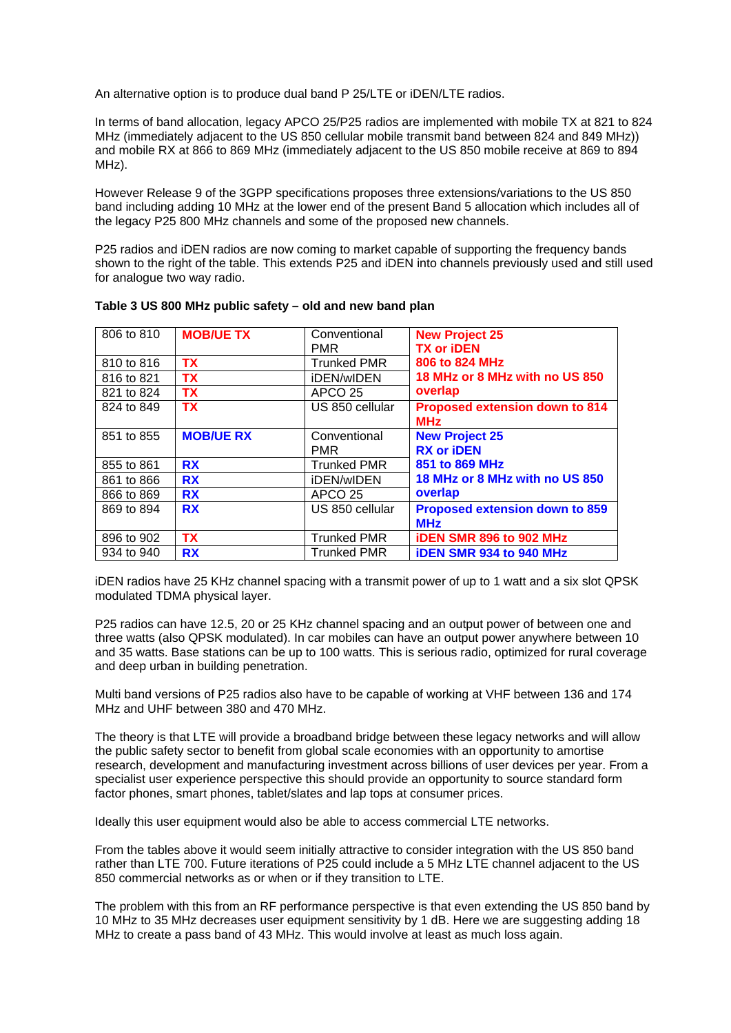An alternative option is to produce dual band P 25/LTE or iDEN/LTE radios.

In terms of band allocation, legacy APCO 25/P25 radios are implemented with mobile TX at 821 to 824 MHz (immediately adjacent to the US 850 cellular mobile transmit band between 824 and 849 MHz)) and mobile RX at 866 to 869 MHz (immediately adjacent to the US 850 mobile receive at 869 to 894 MHz).

However Release 9 of the 3GPP specifications proposes three extensions/variations to the US 850 band including adding 10 MHz at the lower end of the present Band 5 allocation which includes all of the legacy P25 800 MHz channels and some of the proposed new channels.

P25 radios and iDEN radios are now coming to market capable of supporting the frequency bands shown to the right of the table. This extends P25 and iDEN into channels previously used and still used for analogue two way radio.

**Table 3 US 800 MHz public safety – old and new band plan**

| | | | |
|---|---|---|---|
| 806 to 810 | **MOB/UE TX** | Conventional PMR | **New Project 25 TX or iDEN 806 to 824 MHz 18 MHz or 8 MHz with no US 850 overlap** |
| 810 to 816 | **TX** | Trunked PMR | |
| 816 to 821 | **TX** | iDEN/wIDEN | |
| 821 to 824 | **TX** | APCO 25 | |
| 824 to 849 | **TX** | US 850 cellular | **Proposed extension down to 814 MHz** |
| 851 to 855 | **MOB/UE RX** | Conventional PMR | **New Project 25 RX or iDEN 851 to 869 MHz 18 MHz or 8 MHz with no US 850 overlap** |
| 855 to 861 | **RX** | Trunked PMR | |
| 861 to 866 | **RX** | iDEN/wIDEN | |
| 866 to 869 | **RX** | APCO 25 | |
| 869 to 894 | **RX** | US 850 cellular | **Proposed extension down to 859 MHz** |
| 896 to 902 | **TX** | Trunked PMR | **iDEN SMR 896 to 902 MHz** |
| 934 to 940 | **RX** | Trunked PMR | **iDEN SMR 934 to 940 MHz** |

iDEN radios have 25 KHz channel spacing with a transmit power of up to 1 watt and a six slot QPSK modulated TDMA physical layer.

P25 radios can have 12.5, 20 or 25 KHz channel spacing and an output power of between one and three watts (also QPSK modulated). In car mobiles can have an output power anywhere between 10 and 35 watts. Base stations can be up to 100 watts. This is serious radio, optimized for rural coverage and deep urban in building penetration.

Multi band versions of P25 radios also have to be capable of working at VHF between 136 and 174 MHz and UHF between 380 and 470 MHz.

The theory is that LTE will provide a broadband bridge between these legacy networks and will allow the public safety sector to benefit from global scale economies with an opportunity to amortise research, development and manufacturing investment across billions of user devices per year. From a specialist user experience perspective this should provide an opportunity to source standard form factor phones, smart phones, tablet/slates and lap tops at consumer prices.

Ideally this user equipment would also be able to access commercial LTE networks.

From the tables above it would seem initially attractive to consider integration with the US 850 band rather than LTE 700. Future iterations of P25 could include a 5 MHz LTE channel adjacent to the US 850 commercial networks as or when or if they transition to LTE.

The problem with this from an RF performance perspective is that even extending the US 850 band by 10 MHz to 35 MHz decreases user equipment sensitivity by 1 dB. Here we are suggesting adding 18 MHz to create a pass band of 43 MHz. This would involve at least as much loss again.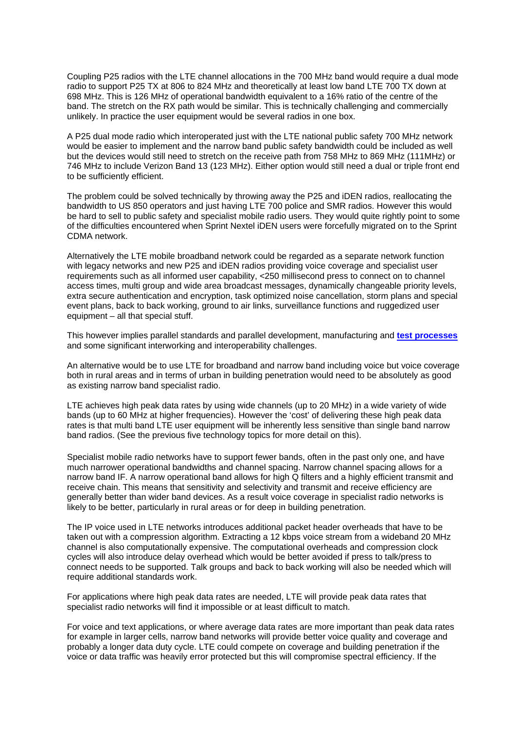Coupling P25 radios with the LTE channel allocations in the 700 MHz band would require a dual mode radio to support P25 TX at 806 to 824 MHz and theoretically at least low band LTE 700 TX down at 698 MHz. This is 126 MHz of operational bandwidth equivalent to a 16% ratio of the centre of the band. The stretch on the RX path would be similar. This is technically challenging and commercially unlikely. In practice the user equipment would be several radios in one box.

A P25 dual mode radio which interoperated just with the LTE national public safety 700 MHz network would be easier to implement and the narrow band public safety bandwidth could be included as well but the devices would still need to stretch on the receive path from 758 MHz to 869 MHz (111MHz) or 746 MHz to include Verizon Band 13 (123 MHz). Either option would still need a dual or triple front end to be sufficiently efficient.

The problem could be solved technically by throwing away the P25 and iDEN radios, reallocating the bandwidth to US 850 operators and just having LTE 700 police and SMR radios. However this would be hard to sell to public safety and specialist mobile radio users. They would quite rightly point to some of the difficulties encountered when Sprint Nextel iDEN users were forcefully migrated on to the Sprint CDMA network.

Alternatively the LTE mobile broadband network could be regarded as a separate network function with legacy networks and new P25 and iDEN radios providing voice coverage and specialist user requirements such as all informed user capability, <250 millisecond press to connect on to channel access times, multi group and wide area broadcast messages, dynamically changeable priority levels, extra secure authentication and encryption, task optimized noise cancellation, storm plans and special event plans, back to back working, ground to air links, surveillance functions and ruggedized user equipment – all that special stuff.

This however implies parallel standards and parallel development, manufacturing and **test processes** and some significant interworking and interoperability challenges.

An alternative would be to use LTE for broadband and narrow band including voice but voice coverage both in rural areas and in terms of urban in building penetration would need to be absolutely as good as existing narrow band specialist radio.

LTE achieves high peak data rates by using wide channels (up to 20 MHz) in a wide variety of wide bands (up to 60 MHz at higher frequencies). However the 'cost' of delivering these high peak data rates is that multi band LTE user equipment will be inherently less sensitive than single band narrow band radios. (See the previous five technology topics for more detail on this).

Specialist mobile radio networks have to support fewer bands, often in the past only one, and have much narrower operational bandwidths and channel spacing. Narrow channel spacing allows for a narrow band IF. A narrow operational band allows for high Q filters and a highly efficient transmit and receive chain. This means that sensitivity and selectivity and transmit and receive efficiency are generally better than wider band devices. As a result voice coverage in specialist radio networks is likely to be better, particularly in rural areas or for deep in building penetration.

The IP voice used in LTE networks introduces additional packet header overheads that have to be taken out with a compression algorithm. Extracting a 12 kbps voice stream from a wideband 20 MHz channel is also computationally expensive. The computational overheads and compression clock cycles will also introduce delay overhead which would be better avoided if press to talk/press to connect needs to be supported. Talk groups and back to back working will also be needed which will require additional standards work.

For applications where high peak data rates are needed, LTE will provide peak data rates that specialist radio networks will find it impossible or at least difficult to match.

For voice and text applications, or where average data rates are more important than peak data rates for example in larger cells, narrow band networks will provide better voice quality and coverage and probably a longer data duty cycle. LTE could compete on coverage and building penetration if the voice or data traffic was heavily error protected but this will compromise spectral efficiency. If the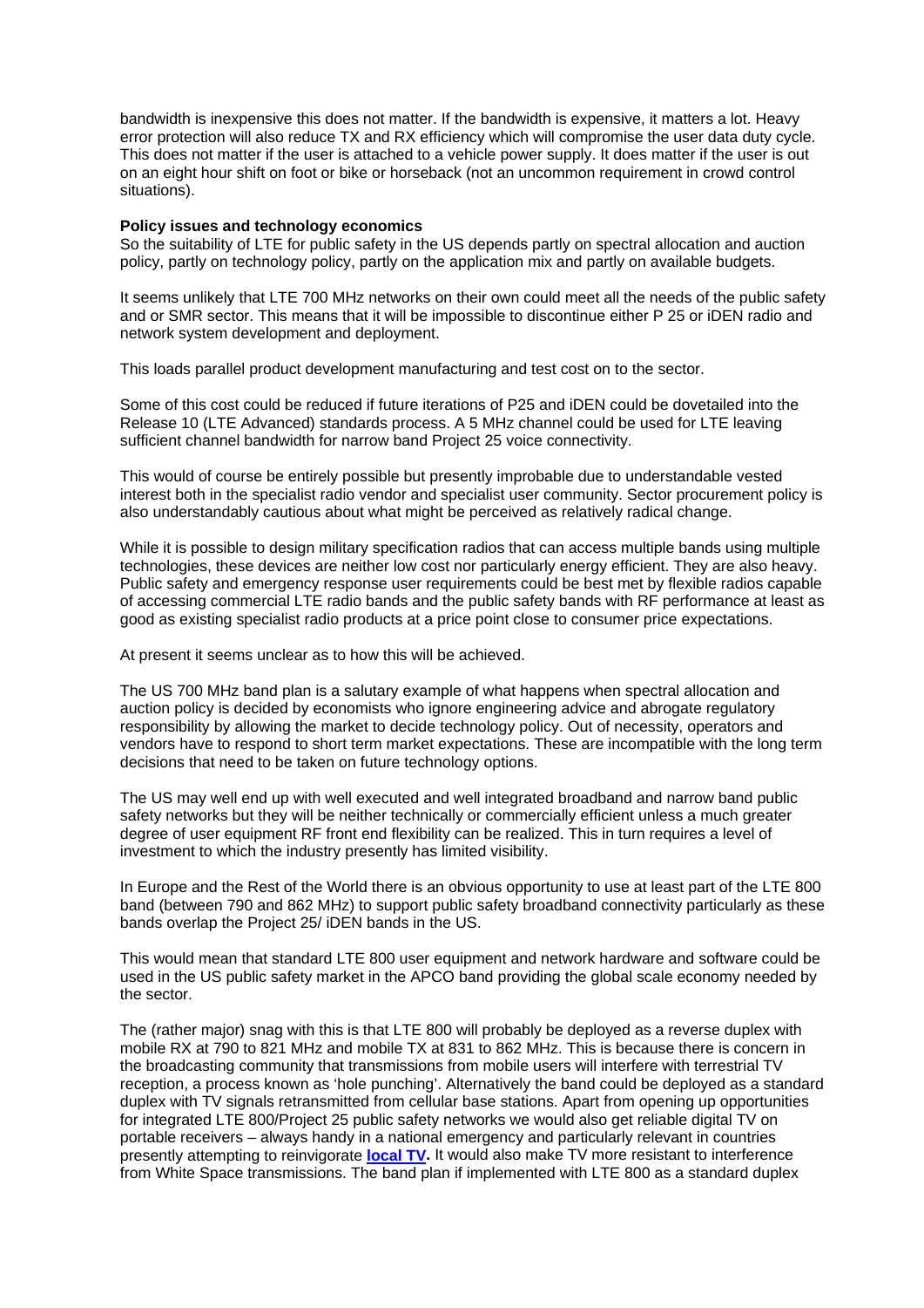bandwidth is inexpensive this does not matter. If the bandwidth is expensive, it matters a lot. Heavy error protection will also reduce TX and RX efficiency which will compromise the user data duty cycle. This does not matter if the user is attached to a vehicle power supply. It does matter if the user is out on an eight hour shift on foot or bike or horseback (not an uncommon requirement in crowd control situations).

**Policy issues and technology economics**

So the suitability of LTE for public safety in the US depends partly on spectral allocation and auction policy, partly on technology policy, partly on the application mix and partly on available budgets.

It seems unlikely that LTE 700 MHz networks on their own could meet all the needs of the public safety and or SMR sector. This means that it will be impossible to discontinue either P 25 or iDEN radio and network system development and deployment.

This loads parallel product development manufacturing and test cost on to the sector.

Some of this cost could be reduced if future iterations of P25 and iDEN could be dovetailed into the Release 10 (LTE Advanced) standards process. A 5 MHz channel could be used for LTE leaving sufficient channel bandwidth for narrow band Project 25 voice connectivity.

This would of course be entirely possible but presently improbable due to understandable vested interest both in the specialist radio vendor and specialist user community. Sector procurement policy is also understandably cautious about what might be perceived as relatively radical change.

While it is possible to design military specification radios that can access multiple bands using multiple technologies, these devices are neither low cost nor particularly energy efficient. They are also heavy. Public safety and emergency response user requirements could be best met by flexible radios capable of accessing commercial LTE radio bands and the public safety bands with RF performance at least as good as existing specialist radio products at a price point close to consumer price expectations.

At present it seems unclear as to how this will be achieved.

The US 700 MHz band plan is a salutary example of what happens when spectral allocation and auction policy is decided by economists who ignore engineering advice and abrogate regulatory responsibility by allowing the market to decide technology policy. Out of necessity, operators and vendors have to respond to short term market expectations. These are incompatible with the long term decisions that need to be taken on future technology options.

The US may well end up with well executed and well integrated broadband and narrow band public safety networks but they will be neither technically or commercially efficient unless a much greater degree of user equipment RF front end flexibility can be realized. This in turn requires a level of investment to which the industry presently has limited visibility.

In Europe and the Rest of the World there is an obvious opportunity to use at least part of the LTE 800 band (between 790 and 862 MHz) to support public safety broadband connectivity particularly as these bands overlap the Project 25/ iDEN bands in the US.

This would mean that standard LTE 800 user equipment and network hardware and software could be used in the US public safety market in the APCO band providing the global scale economy needed by the sector.

The (rather major) snag with this is that LTE 800 will probably be deployed as a reverse duplex with mobile RX at 790 to 821 MHz and mobile TX at 831 to 862 MHz. This is because there is concern in the broadcasting community that transmissions from mobile users will interfere with terrestrial TV reception, a process known as 'hole punching'. Alternatively the band could be deployed as a standard duplex with TV signals retransmitted from cellular base stations. Apart from opening up opportunities for integrated LTE 800/Project 25 public safety networks we would also get reliable digital TV on portable receivers – always handy in a national emergency and particularly relevant in countries presently attempting to reinvigorate **local TV.** It would also make TV more resistant to interference from White Space transmissions. The band plan if implemented with LTE 800 as a standard duplex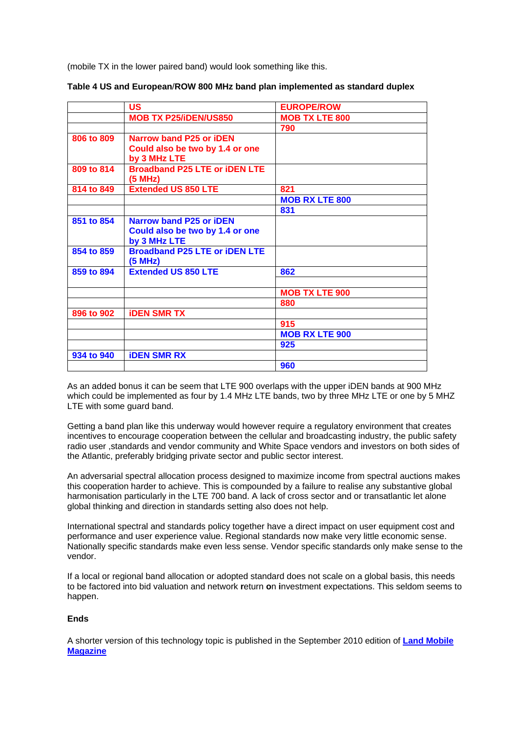(mobile TX in the lower paired band) would look something like this.

**Table 4 US and European/ROW 800 MHz band plan implemented as standard duplex**

| | US | EUROPE/ROW |
|---|---|---|
| | MOB TX P25/iDEN/US850 | MOB TX LTE 800 |
| | | 790 |
| 806 to 809 | Narrow band P25 or iDEN Could also be two by 1.4 or one by 3 MHz LTE | |
| 809 to 814 | Broadband P25 LTE or iDEN LTE (5 MHz) | |
| 814 to 849 | Extended US 850 LTE | 821 |
| | | MOB RX LTE 800 |
| | | 831 |
| 851 to 854 | Narrow band P25 or iDEN Could also be two by 1.4 or one by 3 MHz LTE | |
| 854 to 859 | Broadband P25 LTE or iDEN LTE (5 MHz) | |
| 859 to 894 | Extended US 850 LTE | 862 |
| | | |
| | | MOB TX LTE 900 |
| | | 880 |
| 896 to 902 | iDEN SMR TX | |
| | | 915 |
| | | MOB RX LTE 900 |
| | | 925 |
| 934 to 940 | iDEN SMR RX | |
| | | 960 |

As an added bonus it can be seem that LTE 900 overlaps with the upper iDEN bands at 900 MHz which could be implemented as four by 1.4 MHz LTE bands, two by three MHz LTE or one by 5 MHz LTE with some guard band.

Getting a band plan like this underway would however require a regulatory environment that creates incentives to encourage cooperation between the cellular and broadcasting industry, the public safety radio user ,standards and vendor community and White Space vendors and investors on both sides of the Atlantic, preferably bridging private sector and public sector interest.

An adversarial spectral allocation process designed to maximize income from spectral auctions makes this cooperation harder to achieve. This is compounded by a failure to realise any substantive global harmonisation particularly in the LTE 700 band. A lack of cross sector and or transatlantic let alone global thinking and direction in standards setting also does not help.

International spectral and standards policy together have a direct impact on user equipment cost and performance and user experience value. Regional standards now make very little economic sense. Nationally specific standards make even less sense. Vendor specific standards only make sense to the vendor.

If a local or regional band allocation or adopted standard does not scale on a global basis, this needs to be factored into bid valuation and network **r**eturn **o**n **i**nvestment expectations. This seldom seems to happen.

**Ends**

A shorter version of this technology topic is published in the September 2010 edition of **Land Mobile Magazine**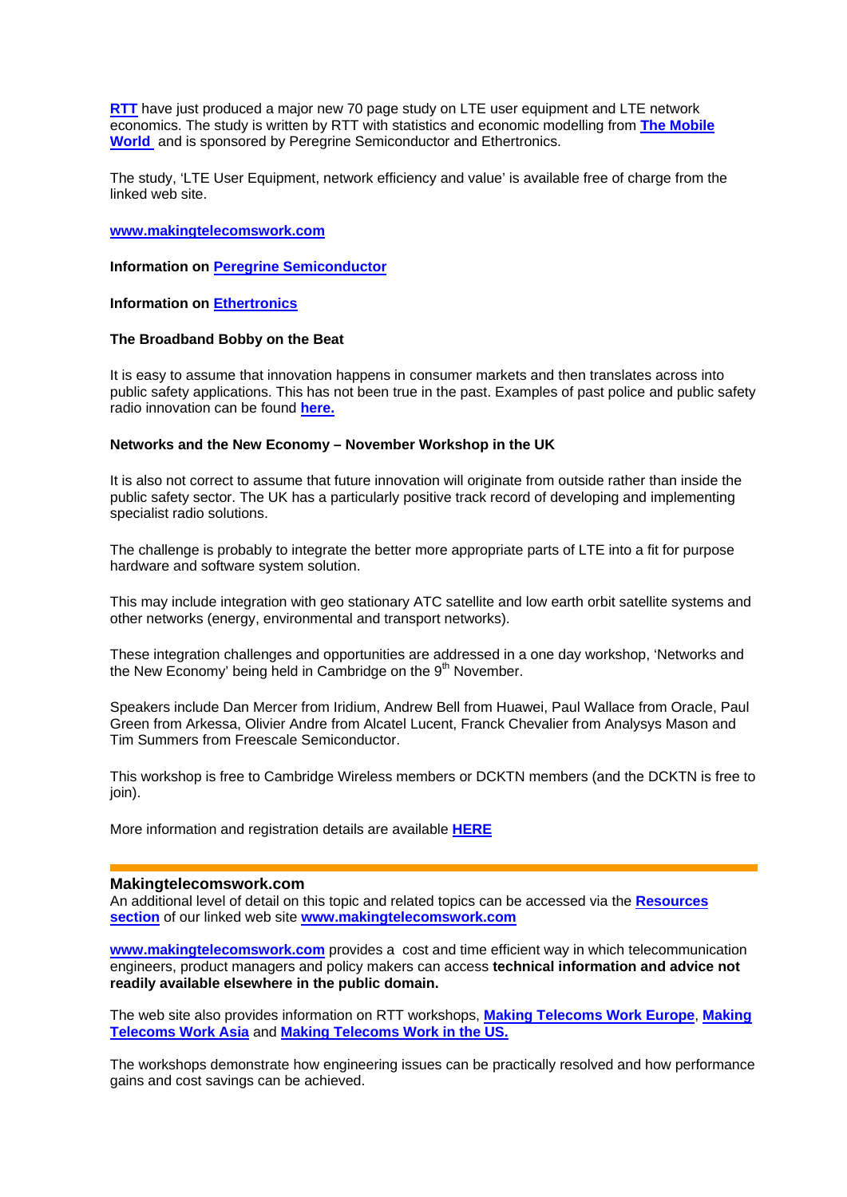**RTT** have just produced a major new 70 page study on LTE user equipment and LTE network economics. The study is written by RTT with statistics and economic modelling from **The Mobile World** and is sponsored by Peregrine Semiconductor and Ethertronics.

The study, 'LTE User Equipment, network efficiency and value' is available free of charge from the linked web site.

**www.makingtelecomswork.com**

**Information on Peregrine Semiconductor**

**Information on Ethertronics**

**The Broadband Bobby on the Beat**

It is easy to assume that innovation happens in consumer markets and then translates across into public safety applications. This has not been true in the past. Examples of past police and public safety radio innovation can be found **here.**

**Networks and the New Economy – November Workshop in the UK**

It is also not correct to assume that future innovation will originate from outside rather than inside the public safety sector. The UK has a particularly positive track record of developing and implementing specialist radio solutions.

The challenge is probably to integrate the better more appropriate parts of LTE into a fit for purpose hardware and software system solution.

This may include integration with geo stationary ATC satellite and low earth orbit satellite systems and other networks (energy, environmental and transport networks).

These integration challenges and opportunities are addressed in a one day workshop, 'Networks and the New Economy' being held in Cambridge on the 9th November.

Speakers include Dan Mercer from Iridium, Andrew Bell from Huawei, Paul Wallace from Oracle, Paul Green from Arkessa, Olivier Andre from Alcatel Lucent, Franck Chevalier from Analysys Mason and Tim Summers from Freescale Semiconductor.

This workshop is free to Cambridge Wireless members or DCKTN members (and the DCKTN is free to join).

More information and registration details are available **HERE**

---

### Makingtelecomswork.com

An additional level of detail on this topic and related topics can be accessed via the **Resources section** of our linked web site **www.makingtelecomswork.com**

**www.makingtelecomswork.com** provides a cost and time efficient way in which telecommunication engineers, product managers and policy makers can access **technical information and advice not readily available elsewhere in the public domain.**

The web site also provides information on RTT workshops, **Making Telecoms Work Europe**, **Making Telecoms Work Asia** and **Making Telecoms Work in the US.**

The workshops demonstrate how engineering issues can be practically resolved and how performance gains and cost savings can be achieved.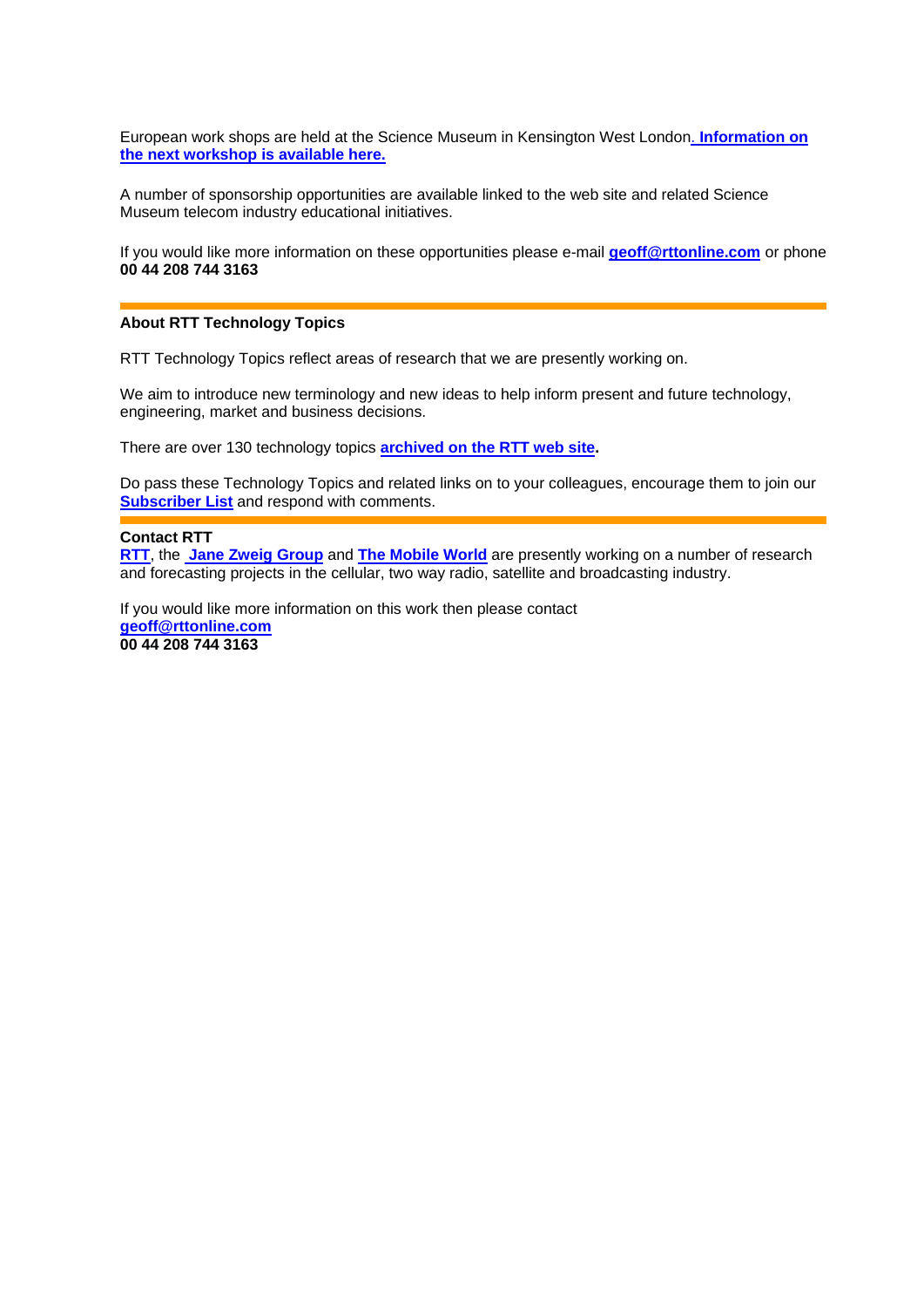European work shops are held at the Science Museum in Kensington West London**. Information on the next workshop is available here.**

A number of sponsorship opportunities are available linked to the web site and related Science Museum telecom industry educational initiatives.

If you would like more information on these opportunities please e-mail **geoff@rttonline.com** or phone **00 44 208 744 3163**

---

**About RTT Technology Topics**

RTT Technology Topics reflect areas of research that we are presently working on.

We aim to introduce new terminology and new ideas to help inform present and future technology, engineering, market and business decisions.

There are over 130 technology topics **archived on the RTT web site.**

Do pass these Technology Topics and related links on to your colleagues, encourage them to join our **Subscriber List** and respond with comments.

---

**Contact RTT**

**RTT**, the **Jane Zweig Group** and **The Mobile World** are presently working on a number of research and forecasting projects in the cellular, two way radio, satellite and broadcasting industry.

If you would like more information on this work then please contact
**geoff@rttonline.com**
**00 44 208 744 3163**